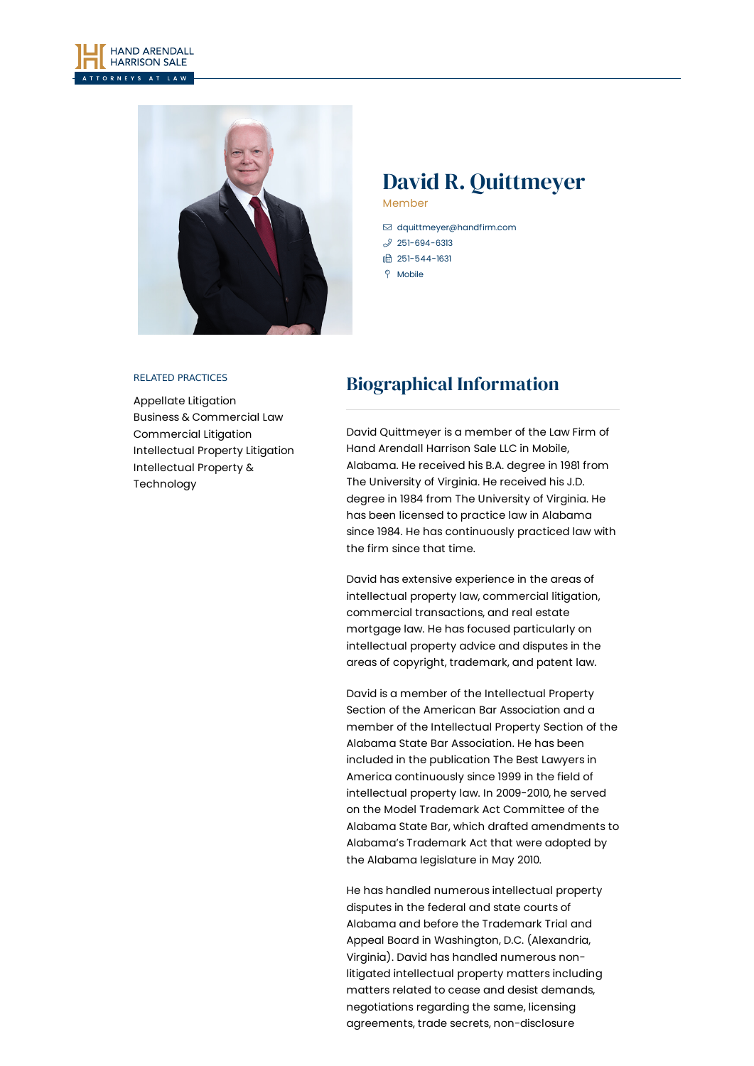HAND ARENDALL HARRISON SALE

ATTORNEYS AT LAW

# David R. Quittmeyer

Member

dquittmeyer@handfirm.com
251-694-6313
251-544-1631
Mobile

RELATED PRACTICES

Appellate Litigation
Business & Commercial Law
Commercial Litigation
Intellectual Property Litigation
Intellectual Property & Technology

## Biographical Information

David Quittmeyer is a member of the Law Firm of Hand Arendall Harrison Sale LLC in Mobile, Alabama. He received his B.A. degree in 1981 from The University of Virginia. He received his J.D. degree in 1984 from The University of Virginia. He has been licensed to practice law in Alabama since 1984. He has continuously practiced law with the firm since that time.

David has extensive experience in the areas of intellectual property law, commercial litigation, commercial transactions, and real estate mortgage law. He has focused particularly on intellectual property advice and disputes in the areas of copyright, trademark, and patent law.

David is a member of the Intellectual Property Section of the American Bar Association and a member of the Intellectual Property Section of the Alabama State Bar Association. He has been included in the publication The Best Lawyers in America continuously since 1999 in the field of intellectual property law. In 2009-2010, he served on the Model Trademark Act Committee of the Alabama State Bar, which drafted amendments to Alabama's Trademark Act that were adopted by the Alabama legislature in May 2010.

He has handled numerous intellectual property disputes in the federal and state courts of Alabama and before the Trademark Trial and Appeal Board in Washington, D.C. (Alexandria, Virginia). David has handled numerous non-litigated intellectual property matters including matters related to cease and desist demands, negotiations regarding the same, licensing agreements, trade secrets, non-disclosure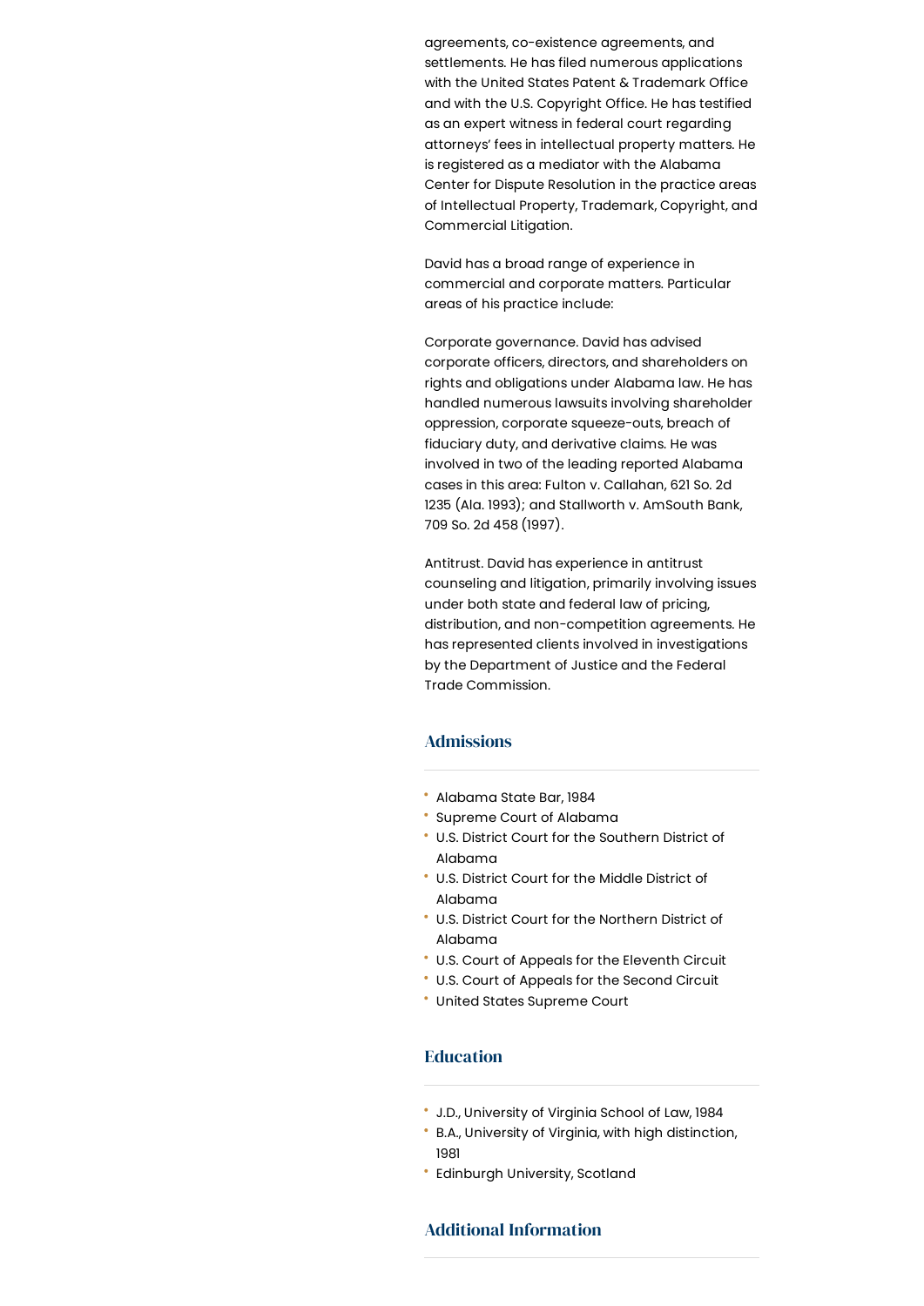agreements, co-existence agreements, and settlements. He has filed numerous applications with the United States Patent & Trademark Office and with the U.S. Copyright Office. He has testified as an expert witness in federal court regarding attorneys' fees in intellectual property matters. He is registered as a mediator with the Alabama Center for Dispute Resolution in the practice areas of Intellectual Property, Trademark, Copyright, and Commercial Litigation.

David has a broad range of experience in commercial and corporate matters. Particular areas of his practice include:

Corporate governance. David has advised corporate officers, directors, and shareholders on rights and obligations under Alabama law. He has handled numerous lawsuits involving shareholder oppression, corporate squeeze-outs, breach of fiduciary duty, and derivative claims. He was involved in two of the leading reported Alabama cases in this area: Fulton v. Callahan, 621 So. 2d 1235 (Ala. 1993); and Stallworth v. AmSouth Bank, 709 So. 2d 458 (1997).

Antitrust. David has experience in antitrust counseling and litigation, primarily involving issues under both state and federal law of pricing, distribution, and non-competition agreements. He has represented clients involved in investigations by the Department of Justice and the Federal Trade Commission.

## Admissions

- Alabama State Bar, 1984
- Supreme Court of Alabama
- U.S. District Court for the Southern District of Alabama
- U.S. District Court for the Middle District of Alabama
- U.S. District Court for the Northern District of Alabama
- U.S. Court of Appeals for the Eleventh Circuit
- U.S. Court of Appeals for the Second Circuit
- United States Supreme Court

## Education

- J.D., University of Virginia School of Law, 1984
- B.A., University of Virginia, with high distinction, 1981
- Edinburgh University, Scotland

## Additional Information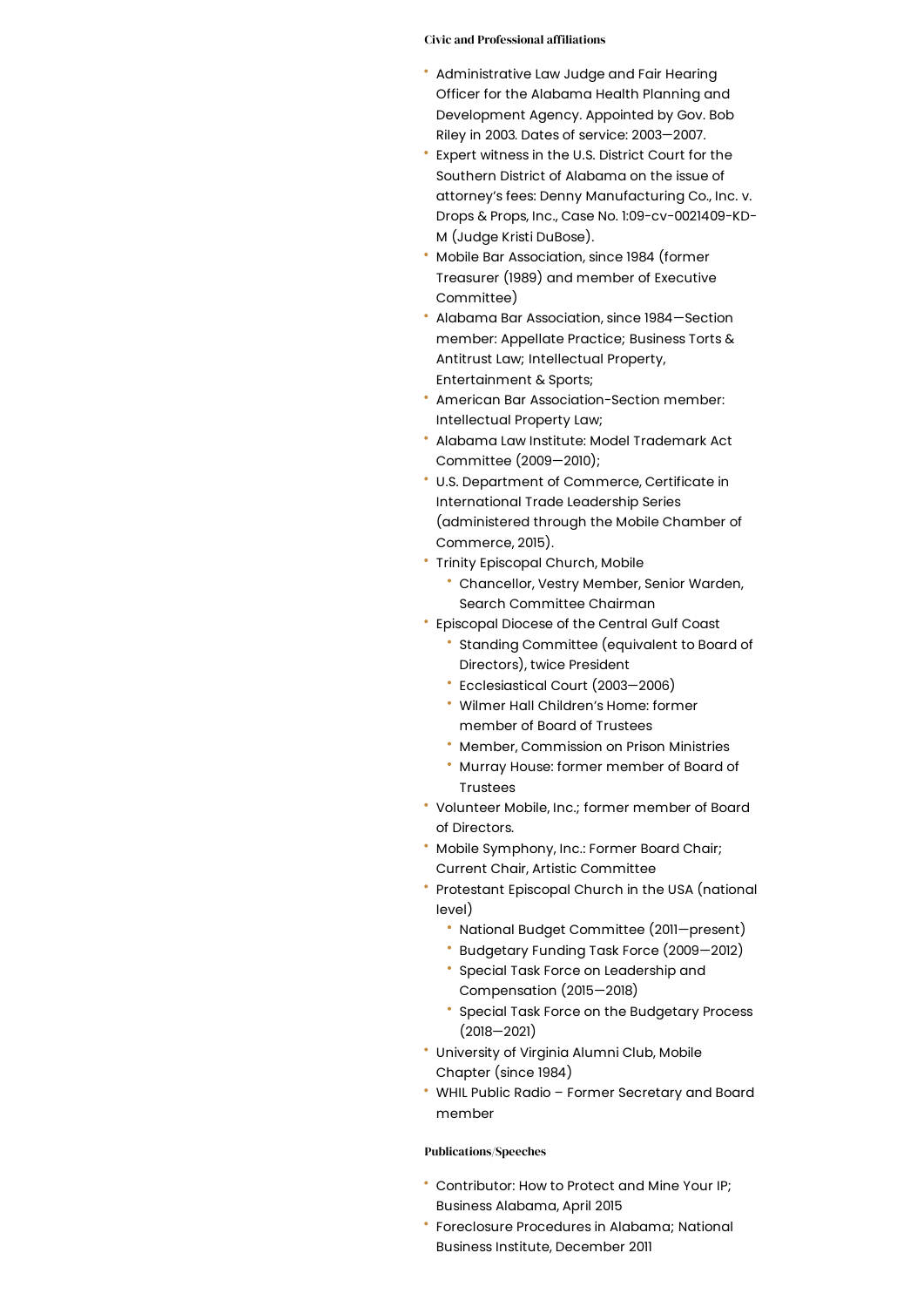### Civic and Professional affiliations

- Administrative Law Judge and Fair Hearing Officer for the Alabama Health Planning and Development Agency. Appointed by Gov. Bob Riley in 2003. Dates of service: 2003—2007.
- Expert witness in the U.S. District Court for the Southern District of Alabama on the issue of attorney's fees: Denny Manufacturing Co., Inc. v. Drops & Props, Inc., Case No. 1:09-cv-0021409-KD-M (Judge Kristi DuBose).
- Mobile Bar Association, since 1984 (former Treasurer (1989) and member of Executive Committee)
- Alabama Bar Association, since 1984—Section member: Appellate Practice; Business Torts & Antitrust Law; Intellectual Property, Entertainment & Sports;
- American Bar Association-Section member: Intellectual Property Law;
- Alabama Law Institute: Model Trademark Act Committee (2009—2010);
- U.S. Department of Commerce, Certificate in International Trade Leadership Series (administered through the Mobile Chamber of Commerce, 2015).
- Trinity Episcopal Church, Mobile
  - Chancellor, Vestry Member, Senior Warden, Search Committee Chairman
- Episcopal Diocese of the Central Gulf Coast
  - Standing Committee (equivalent to Board of Directors), twice President
  - Ecclesiastical Court (2003—2006)
  - Wilmer Hall Children's Home: former member of Board of Trustees
  - Member, Commission on Prison Ministries
  - Murray House: former member of Board of Trustees
- Volunteer Mobile, Inc.; former member of Board of Directors.
- Mobile Symphony, Inc.: Former Board Chair; Current Chair, Artistic Committee
- Protestant Episcopal Church in the USA (national level)
  - National Budget Committee (2011—present)
  - Budgetary Funding Task Force (2009—2012)
  - Special Task Force on Leadership and Compensation (2015—2018)
  - Special Task Force on the Budgetary Process (2018—2021)
- University of Virginia Alumni Club, Mobile Chapter (since 1984)
- WHIL Public Radio – Former Secretary and Board member

### Publications/Speeches

- Contributor: How to Protect and Mine Your IP; Business Alabama, April 2015
- Foreclosure Procedures in Alabama; National Business Institute, December 2011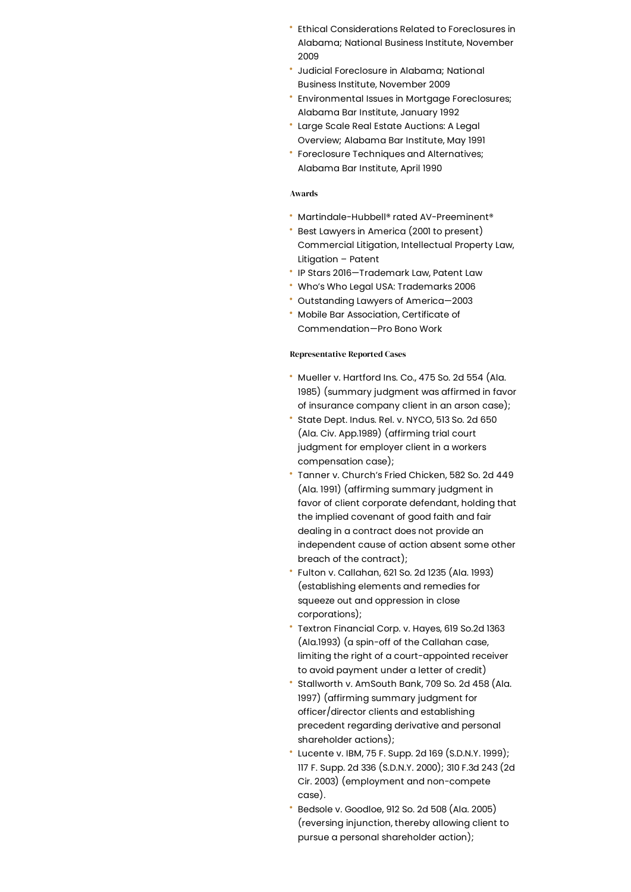- Ethical Considerations Related to Foreclosures in Alabama; National Business Institute, November 2009
- Judicial Foreclosure in Alabama; National Business Institute, November 2009
- Environmental Issues in Mortgage Foreclosures; Alabama Bar Institute, January 1992
- Large Scale Real Estate Auctions: A Legal Overview; Alabama Bar Institute, May 1991
- Foreclosure Techniques and Alternatives; Alabama Bar Institute, April 1990

#### Awards

- Martindale-Hubbell® rated AV-Preeminent®
- Best Lawyers in America (2001 to present) Commercial Litigation, Intellectual Property Law, Litigation – Patent
- IP Stars 2016—Trademark Law, Patent Law
- Who's Who Legal USA: Trademarks 2006
- Outstanding Lawyers of America—2003
- Mobile Bar Association, Certificate of Commendation—Pro Bono Work

#### Representative Reported Cases

- Mueller v. Hartford Ins. Co., 475 So. 2d 554 (Ala. 1985) (summary judgment was affirmed in favor of insurance company client in an arson case);
- State Dept. Indus. Rel. v. NYCO, 513 So. 2d 650 (Ala. Civ. App.1989) (affirming trial court judgment for employer client in a workers compensation case);
- Tanner v. Church's Fried Chicken, 582 So. 2d 449 (Ala. 1991) (affirming summary judgment in favor of client corporate defendant, holding that the implied covenant of good faith and fair dealing in a contract does not provide an independent cause of action absent some other breach of the contract);
- Fulton v. Callahan, 621 So. 2d 1235 (Ala. 1993) (establishing elements and remedies for squeeze out and oppression in close corporations);
- Textron Financial Corp. v. Hayes, 619 So.2d 1363 (Ala.1993) (a spin-off of the Callahan case, limiting the right of a court-appointed receiver to avoid payment under a letter of credit)
- Stallworth v. AmSouth Bank, 709 So. 2d 458 (Ala. 1997) (affirming summary judgment for officer/director clients and establishing precedent regarding derivative and personal shareholder actions);
- Lucente v. IBM, 75 F. Supp. 2d 169 (S.D.N.Y. 1999); 117 F. Supp. 2d 336 (S.D.N.Y. 2000); 310 F.3d 243 (2d Cir. 2003) (employment and non-compete case).
- Bedsole v. Goodloe, 912 So. 2d 508 (Ala. 2005) (reversing injunction, thereby allowing client to pursue a personal shareholder action);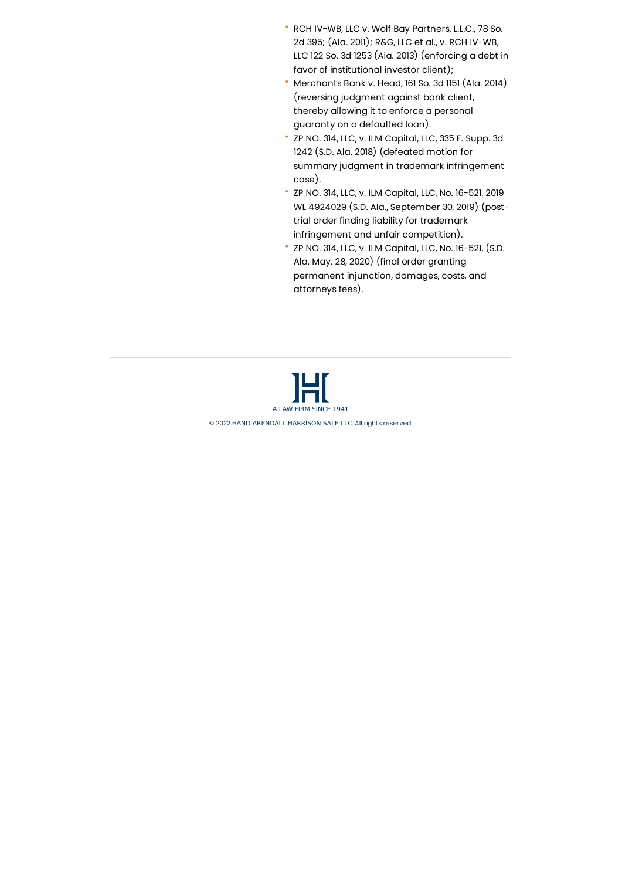- RCH IV-WB, LLC v. Wolf Bay Partners, L.L.C., 78 So. 2d 395; (Ala. 2011); R&G, LLC et al., v. RCH IV-WB, LLC 122 So. 3d 1253 (Ala. 2013) (enforcing a debt in favor of institutional investor client);
- Merchants Bank v. Head, 161 So. 3d 1151 (Ala. 2014) (reversing judgment against bank client, thereby allowing it to enforce a personal guaranty on a defaulted loan).
- ZP NO. 314, LLC, v. ILM Capital, LLC, 335 F. Supp. 3d 1242 (S.D. Ala. 2018) (defeated motion for summary judgment in trademark infringement case).
- ZP NO. 314, LLC, v. ILM Capital, LLC, No. 16-521, 2019 WL 4924029 (S.D. Ala., September 30, 2019) (post-trial order finding liability for trademark infringement and unfair competition).
- ZP NO. 314, LLC, v. ILM Capital, LLC, No. 16-521, (S.D. Ala. May. 28, 2020) (final order granting permanent injunction, damages, costs, and attorneys fees).

---

A LAW FIRM SINCE 1941

© 2022 HAND ARENDALL HARRISON SALE LLC. All rights reserved.